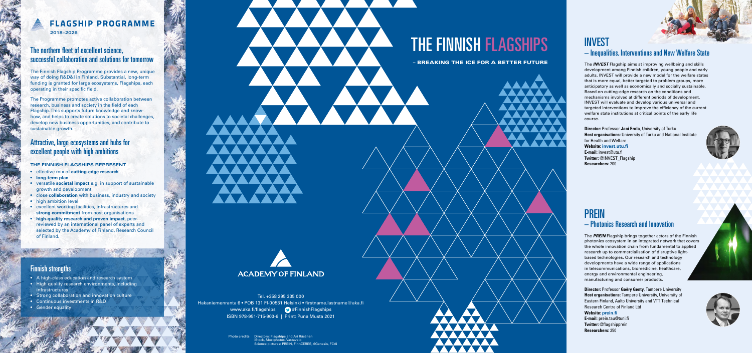# FLAGSHIP PROGRAMME

2018–2026

## The northern fleet of excellent science, successful collaboration and solutions for tomorrow

The Finnish Flagship Programme provides a new, unique way of doing R&D&I in Finland. Substantial, long-term funding is granted for large ecosystems, Flagships, each operating in their specific field.

The Programme promotes active collaboration between research, business and society in the field of each Flagship. This supports future knowledge and know-how, and helps to create solutions to societal challenges, develop new business opportunities, and contribute to sustainable growth.

## Attractive, large ecosystems and hubs for excellent people with high ambitions

### THE FINNISH FLAGSHIPS REPRESENT

- effective mix of **cutting-edge research**
- **long-term plan**
- versatile **societal impact** e.g. in support of sustainable growth and development
- close **collaboration** with business, industry and society
- high ambition level
- excellent working facilities, infrastructures and **strong commitment** from host organisations
- **high-quality research and proven impact**, peer-reviewed by an international panel of experts and selected by the Academy of Finland, Research Council of Finland.

## Finnish strengths

- A high-class education and research system
- High quality research environments, including infrastructures
- Strong collaboration and innovation culture
- Continuous investments in R&D
- Gender equality

# THE FINNISH FLAGSHIPS

**– BREAKING THE ICE FOR A BETTER FUTURE**

ACADEMY OF FINLAND

Tel. +358 295 335 000
Hakaniemenranta 6 • POB 131 FI-00531 Helsinki • firstname.lastname@aka.fi
www.aka.fi/flagships #FinnishFlagships
ISBN 978-951-715-903-6 | Print: Puna Musta 2021

Photo credits Directors: Flagships and Ari Räsänen
iStock, Mostphotos, Vastavalo
Science pictures: PREIN, FinnCERES, 6Genesis, FCAI

# INVEST

## – Inequalities, Interventions and New Welfare State

The ***INVEST*** Flagship aims at improving wellbeing and skills development among Finnish children, young people and early adults. INVEST will provide a new model for the welfare states that is more equal, better targeted to problem groups, more anticipatory as well as economically and socially sustainable. Based on cutting-edge research on the conditions and mechanisms involved at different periods of development, INVEST will evaluate and develop various universal and targeted interventions to improve the efficiency of the current welfare state institutions at critical points of the early life course.

**Director:** Professor **Jani Erola**, University of Turku
**Host organisations:** University of Turku and National Institute for Health and Welfare
**Website:** **invest.utu.fi**
**E-mail:** invest@utu.fi
**Twitter:** @INVEST_Flagship
**Researchers:** 200

# PREIN

## – Photonics Research and Innovation

The ***PREIN*** Flagship brings together actors of the Finnish photonics ecosystem in an integrated network that covers the whole innovation chain from fundamental to applied research up to commercialisation of disruptive light-based technologies. Our research and technology developments have a wide range of applications in telecommunications, biomedicine, healthcare, energy and environmental engineering, manufacturing and consumer products.

**Director:** Professor **Goëry Genty**, Tampere University
**Host organisations:** Tampere University, University of Eastern Finland, Aalto University and VTT Technical Research Centre of Finland Ltd
**Website:** **prein.fi**
**E-mail:** prein.tau@tuni.fi
**Twitter:** @flagshipprein
**Researchers:** 350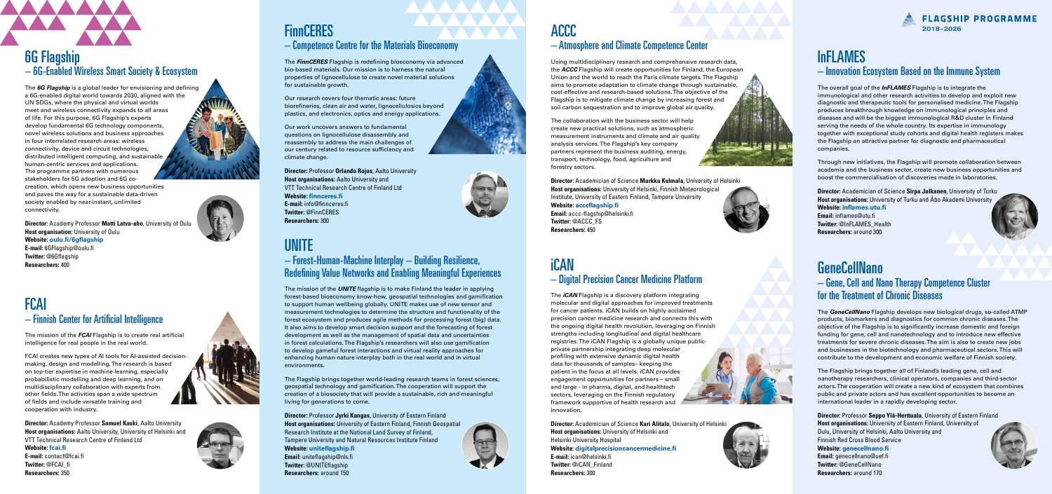**FLAGSHIP PROGRAMME 2018–2026**

## 6G Flagship
### – 6G-Enabled Wireless Smart Society & Ecosystem

The ***6G Flagship*** is a global leader for envisioning and defining a 6G-enabled digital world towards 2030, aligned with the UN SDGs, where the physical and virtual worlds meet and wireless connectivity expands to all areas of life. For this purpose, 6G Flagship's experts develop fundamental 6G technology components, novel wireless solutions and business approaches in four interrelated research areas: wireless connectivity, device and circuit technologies, distributed intelligent computing, and sustainable human-centric services and applications. The programme partners with numerous stakeholders for 5G adoption and 6G co-creation, which opens new business opportunities and paves the way for a sustainable data-driven society enabled by near-instant, unlimited connectivity.

**Director:** Academy Professor **Matti Latva-aho**, University of Oulu
**Host organisation:** University of Oulu
**Website:** **oulu.fi/6gflagship**
**E-mail:** 6GFlagship@oulu.fi
**Twitter:** @6Gflagship
**Researchers:** 400

## FCAI
### – Finnish Center for Artificial Intelligence

The mission of the ***FCAI*** Flagship is to create real artificial intelligence for real people in the real world.

FCAI creates new types of AI tools for AI-assisted decision-making, design and modelling. The research is based on top-tier expertise in machine learning, especially probabilistic modelling and deep learning, and on multidisciplinary collaboration with experts from other fields. The activities span a wide spectrum of fields and include versatile training and cooperation with industry.

**Director:** Academy Professor **Samuel Kaski**, Aalto University
**Host organisations:** Aalto University, University of Helsinki and VTT Technical Research Centre of Finland Ltd
**Website:** **fcai.fi**
**E-mail:** contact@fcai.fi
**Twitter:** @FCAI_fi
**Researchers:** 350

## FinnCERES
### – Competence Centre for the Materials Bioeconomy

The ***FinnCERES*** Flagship is redefining bioeconomy via advanced bio-based materials. Our mission is to harness the natural properties of lignocellulose to create novel material solutions for sustainable growth.

Our research covers four thematic areas: future biorefineries, clean air and water, lignocellulosics beyond plastics, and electronics, optics and energy applications.

Our work uncovers answers to fundamental questions on lignocellulose disassembly and reassembly to address the main challenges of our century related to resource sufficiency and climate change.

**Director:** Professor **Orlando Rojas**, Aalto University
**Host organisations:** Aalto University and VTT Technical Research Centre of Finland Ltd
**Website:** **finnceres.fi**
**E-mail:** info@finnceres.fi
**Twitter:** @FinnCERES
**Researchers:** 300

## UNITE
### – Forest-Human-Machine Interplay – Building Resilience, Redefining Value Networks and Enabling Meaningful Experiences

The mission of the ***UNITE*** flagship is to make Finland the leader in applying forest-based bioeconomy know-how, geospatial technologies and gamification to support human wellbeing globally. UNITE makes use of new sensor and measurement technologies to determine the structure and functionality of the forest ecosystem and produces agile methods for processing forest (big) data. It also aims to develop smart decision support and the forecasting of forest development as well as the management of spatial data and uncertainties in forest calculations. The Flagship's researchers will also use gamification to develop gameful forest interactions and virtual reality approaches for enhancing human-nature interplay both in the real world and in virtual environments.

The Flagship brings together world-leading research teams in forest sciences, geospatial technology and gamification. The cooperation will support the creation of a biosociety that will provide a sustainable, rich and meaningful living for generations to come.

**Director:** Professor **Jyrki Kangas**, University of Eastern Finland
**Host organisations:** University of Eastern Finland, Finnish Geospatial Research Institute at the National Land Survey of Finland, Tampere University and Natural Resources Institute Finland
**Website:** **uniteflagship.fi**
**E-mail:** uniteflagship@nls.fi
**Twitter:** @UNITEflagship
**Researchers:** around 150

## ACCC
### – Atmosphere and Climate Competence Center

Using multidisciplinary research and comprehensive research data, the ***ACCC*** Flagship will create opportunities for Finland, the European Union and the world to reach the Paris climate targets. The Flagship aims to promote adaptation to climate change through sustainable, cost-effective and research-based solutions. The objective of the Flagship is to mitigate climate change by increasing forest and soil carbon sequestration and to improve global air quality.

The collaboration with the business sector will help create new practical solutions, such as atmospheric measurement instruments and climate and air quality analysis services. The Flagship's key company partners represent the business auditing, energy, transport, technology, food, agriculture and forestry sectors.

**Director:** Academician of Science **Markku Kulmala**, University of Helsinki
**Host organisations:** University of Helsinki, Finnish Meteorological Institute, University of Eastern Finland, Tampere University
**Website:** **accflagship.fi**
**Email:** accc-flagship@helsinki.fi
**Twitter:** @ACCC_FS
**Researchers:** 450

## iCAN
### – Digital Precision Cancer Medicine Platform

The ***iCAN*** Flagship is a discovery platform integrating molecular and digital approaches for improved treatments for cancer patients. iCAN builds on highly acclaimed precision cancer medicine research and connects this with the ongoing digital health revolution, leveraging on Finnish strengths including longitudinal and digital healthcare registries. The iCAN Flagship is a globally unique public-private partnership integrating deep molecular profiling with extensive dynamic digital health data for thousands of samples– keeping the patient in the focus at all levels. iCAN provides engagement opportunities for partners – small and large - in pharma, digital, and healthtech sectors, leveraging on the Finnish regulatory framework supportive of health research and innovation.

**Director:** Academician of Science **Kari Alitalo**, University of Helsinki
**Host organisations:** University of Helsinki and Helsinki University Hospital
**Website:** **digitalprecisioncancermedicine.fi**
**E-mail:** ican@helsinki.fi
**Twitter:** @iCAN_Finland
**Researchers:** 300

## InFLAMES
### – Innovation Ecosystem Based on the Immune System

The overall goal of the ***InFLAMES*** Flagship is to integrate the immunological and other research activities to develop and exploit new diagnostic and therapeutic tools for personalised medicine. The Flagship produces breakthrough knowledge on immunological principles and diseases and will be the biggest immunological R&D cluster in Finland serving the needs of the whole country. Its expertise in immunology together with exceptional study cohorts and digital health registers makes the Flagship an attractive partner for diagnostic and pharmaceutical companies.

Through new initiatives, the Flagship will promote collaboration between academia and the business sector, create new business opportunities and boost the commercialisation of discoveries made in laboratories.

**Director:** Academician of Science **Sirpa Jalkanen**, University of Turku
**Host organisations:** University of Turku and Åbo Akademi University
**Website:** **inflames.utu.fi**
**Email:** inflames@utu.fi
**Twitter:** @InFLAMES_Health
**Researchers:** around 300

## GeneCellNano
### – Gene, Cell and Nano Therapy Competence Cluster for the Treatment of Chronic Diseases

The ***GeneCellNano*** Flagship develops new biological drugs, so-called ATMP products, biomarkers and diagnostics for common chronic diseases. The objective of the Flagship is to significantly increase domestic and foreign funding for gene, cell and nanotechnology and to introduce new effective treatments for severe chronic diseases. The aim is also to create new jobs and businesses in the biotechnology and pharmaceutical sectors. This will contribute to the development and economic welfare of Finnish society.

The Flagship brings together all of Finland's leading gene, cell and nanotherapy researchers, clinical operators, companies and third-sector actors. The cooperation will create a new kind of ecosystem that combines public and private actors and has excellent opportunities to become an international leader in a rapidly developing sector.

**Director:** Professor **Seppo Ylä-Herttuala**, University of Eastern Finland
**Host organisations:** University of Eastern Finland, University of Oulu, University of Helsinki, Aalto University and Finnish Red Cross Blood Service
**Website:** **genecellnano.fi**
**Email:** genecellnano@uef.fi
**Twitter:** @GeneCellNano
**Researchers:** around 170